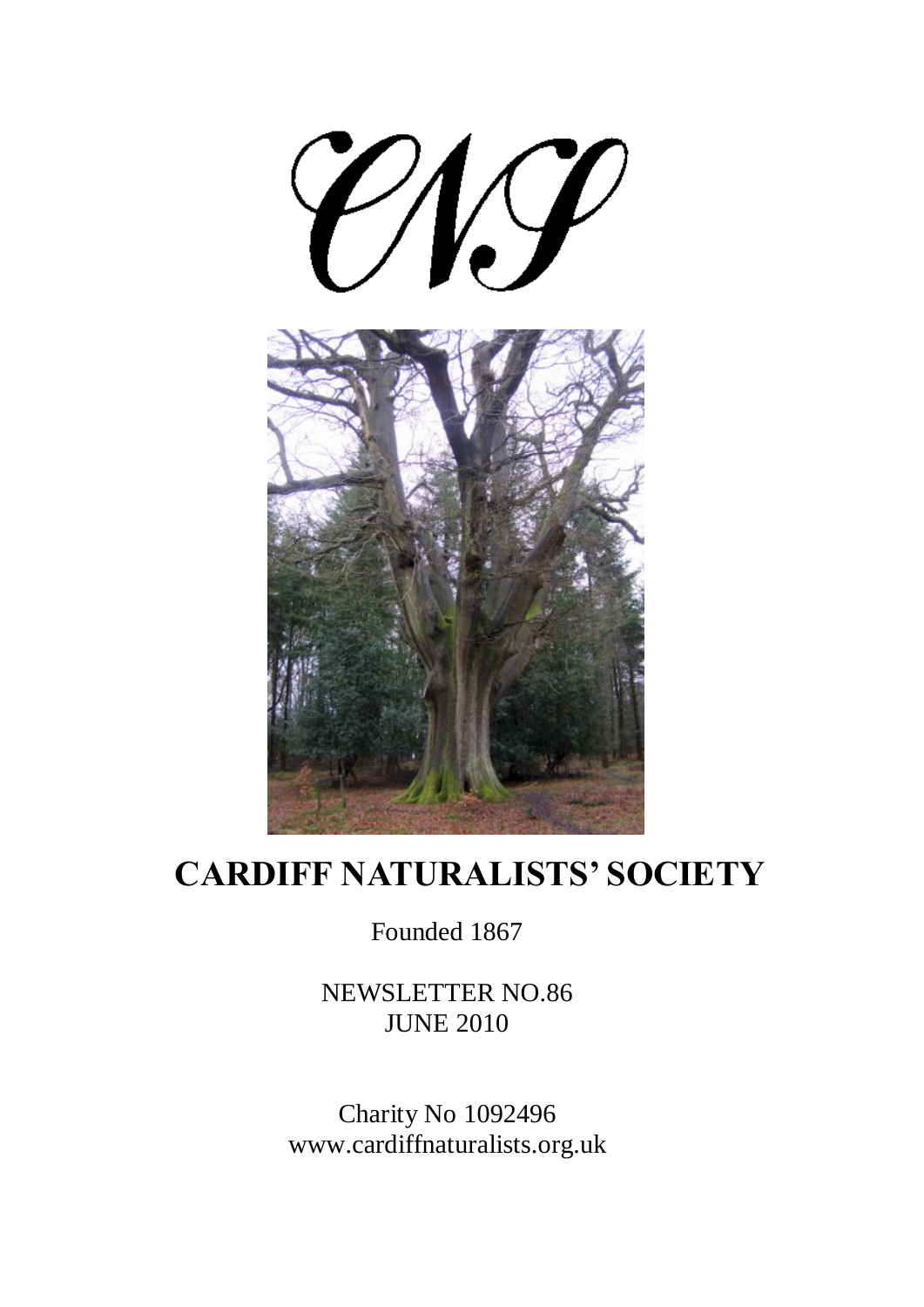CNS

# CARDIFF NATURALISTS' SOCIETY

Founded 1867

NEWSLETTER NO.86
JUNE 2010

Charity No 1092496
www.cardiffnaturalists.org.uk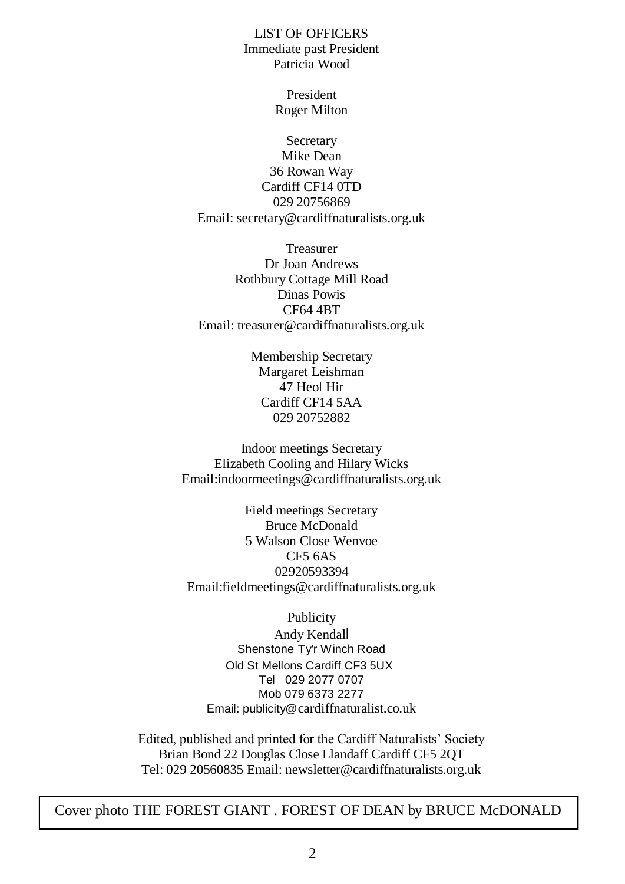## LIST OF OFFICERS

Immediate past President
Patricia Wood

President
Roger Milton

Secretary
Mike Dean
36 Rowan Way
Cardiff CF14 0TD
029 20756869
Email: secretary@cardiffnaturalists.org.uk

Treasurer
Dr Joan Andrews
Rothbury Cottage Mill Road
Dinas Powis
CF64 4BT
Email: treasurer@cardiffnaturalists.org.uk

Membership Secretary
Margaret Leishman
47 Heol Hir
Cardiff CF14 5AA
029 20752882

Indoor meetings Secretary
Elizabeth Cooling and Hilary Wicks
Email:indoormeetings@cardiffnaturalists.org.uk

Field meetings Secretary
Bruce McDonald
5 Walson Close Wenvoe
CF5 6AS
02920593394
Email:fieldmeetings@cardiffnaturalists.org.uk

Publicity
Andy Kendall
Shenstone Ty'r Winch Road
Old St Mellons Cardiff CF3 5UX
Tel 029 2077 0707
Mob 079 6373 2277
Email: publicity@cardiffnaturalist.co.uk

Edited, published and printed for the Cardiff Naturalists' Society
Brian Bond 22 Douglas Close Llandaff Cardiff CF5 2QT
Tel: 029 20560835 Email: newsletter@cardiffnaturalists.org.uk

Cover photo THE FOREST GIANT . FOREST OF DEAN by BRUCE McDONALD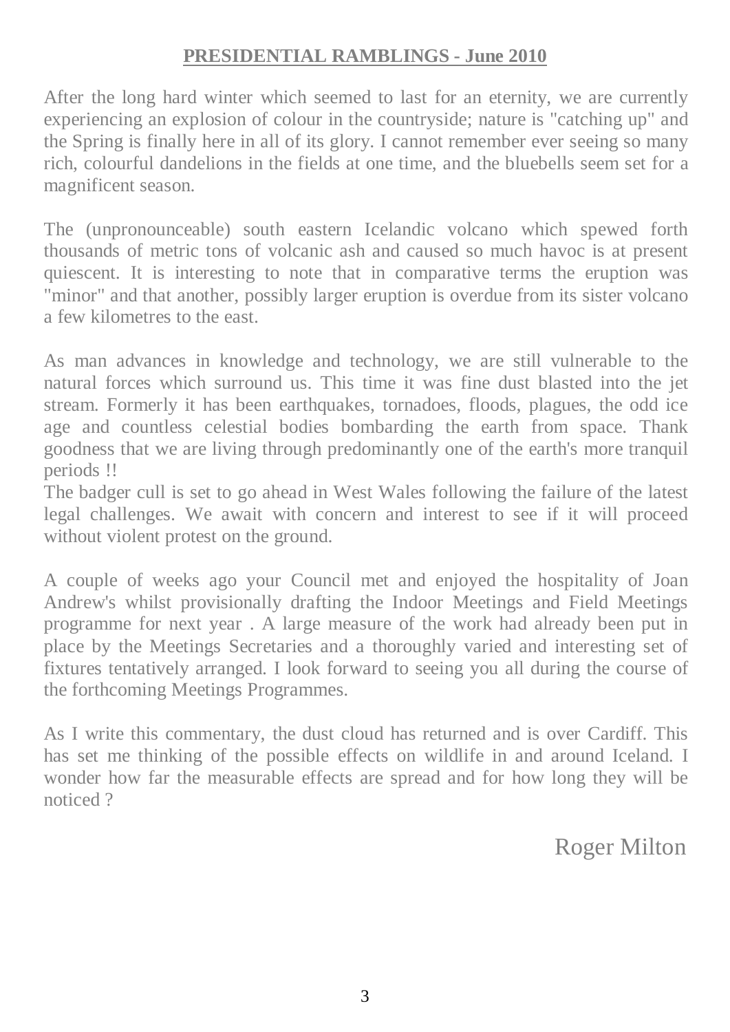## PRESIDENTIAL RAMBLINGS - June 2010

After the long hard winter which seemed to last for an eternity, we are currently experiencing an explosion of colour in the countryside; nature is "catching up" and the Spring is finally here in all of its glory. I cannot remember ever seeing so many rich, colourful dandelions in the fields at one time, and the bluebells seem set for a magnificent season.

The (unpronounceable) south eastern Icelandic volcano which spewed forth thousands of metric tons of volcanic ash and caused so much havoc is at present quiescent. It is interesting to note that in comparative terms the eruption was "minor" and that another, possibly larger eruption is overdue from its sister volcano a few kilometres to the east.

As man advances in knowledge and technology, we are still vulnerable to the natural forces which surround us. This time it was fine dust blasted into the jet stream. Formerly it has been earthquakes, tornadoes, floods, plagues, the odd ice age and countless celestial bodies bombarding the earth from space. Thank goodness that we are living through predominantly one of the earth's more tranquil periods !!

The badger cull is set to go ahead in West Wales following the failure of the latest legal challenges. We await with concern and interest to see if it will proceed without violent protest on the ground.

A couple of weeks ago your Council met and enjoyed the hospitality of Joan Andrew's whilst provisionally drafting the Indoor Meetings and Field Meetings programme for next year . A large measure of the work had already been put in place by the Meetings Secretaries and a thoroughly varied and interesting set of fixtures tentatively arranged. I look forward to seeing you all during the course of the forthcoming Meetings Programmes.

As I write this commentary, the dust cloud has returned and is over Cardiff. This has set me thinking of the possible effects on wildlife in and around Iceland. I wonder how far the measurable effects are spread and for how long they will be noticed ?

Roger Milton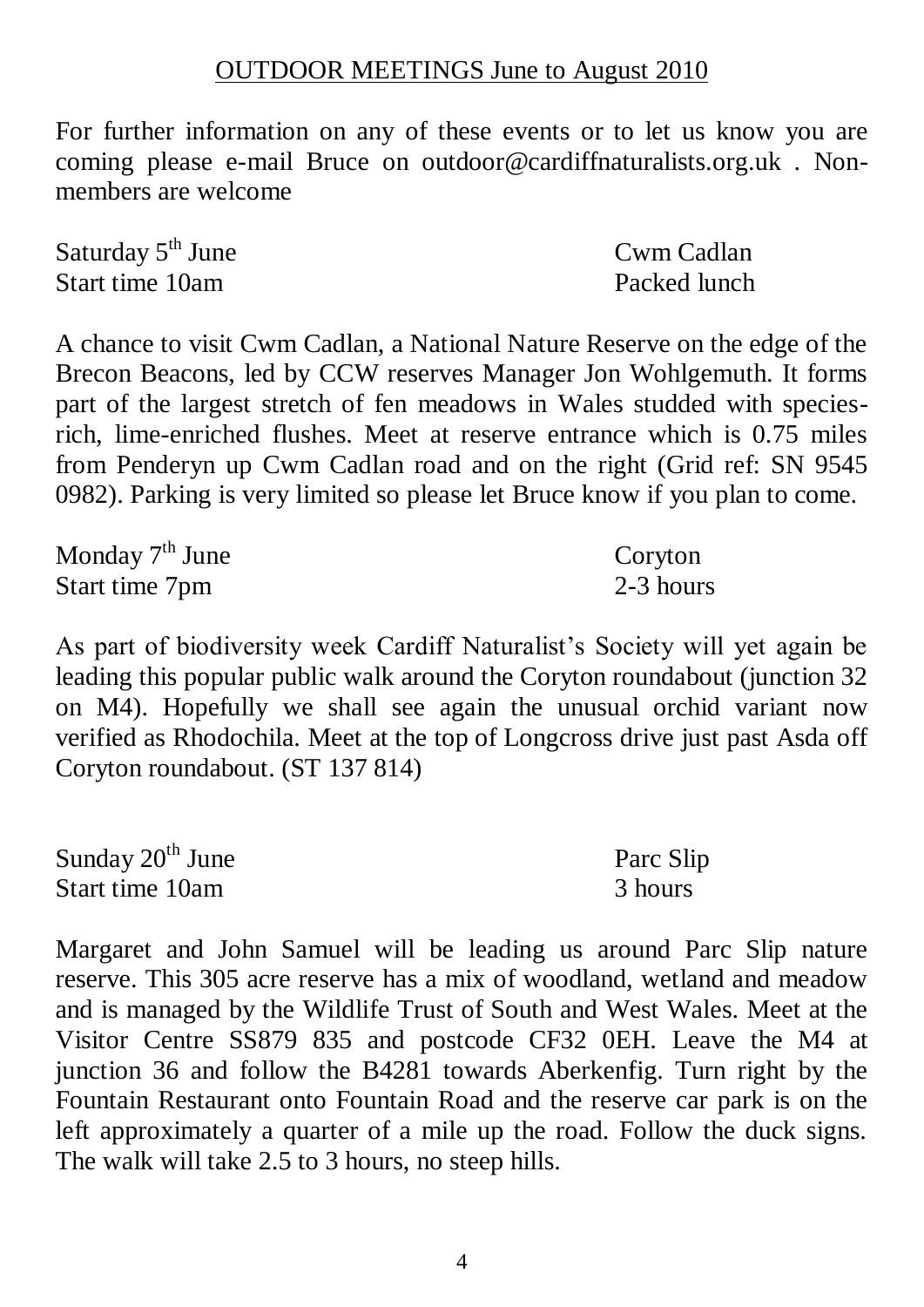## OUTDOOR MEETINGS June to August 2010

For further information on any of these events or to let us know you are coming please e-mail Bruce on outdoor@cardiffnaturalists.org.uk . Non-members are welcome

**Saturday 5th June** — Cwm Cadlan
Start time 10am — Packed lunch

A chance to visit Cwm Cadlan, a National Nature Reserve on the edge of the Brecon Beacons, led by CCW reserves Manager Jon Wohlgemuth. It forms part of the largest stretch of fen meadows in Wales studded with species-rich, lime-enriched flushes. Meet at reserve entrance which is 0.75 miles from Penderyn up Cwm Cadlan road and on the right (Grid ref: SN 9545 0982). Parking is very limited so please let Bruce know if you plan to come.

**Monday 7th June** — Coryton
Start time 7pm — 2-3 hours

As part of biodiversity week Cardiff Naturalist's Society will yet again be leading this popular public walk around the Coryton roundabout (junction 32 on M4). Hopefully we shall see again the unusual orchid variant now verified as Rhodochila. Meet at the top of Longcross drive just past Asda off Coryton roundabout. (ST 137 814)

**Sunday 20th June** — Parc Slip
Start time 10am — 3 hours

Margaret and John Samuel will be leading us around Parc Slip nature reserve. This 305 acre reserve has a mix of woodland, wetland and meadow and is managed by the Wildlife Trust of South and West Wales. Meet at the Visitor Centre SS879 835 and postcode CF32 0EH. Leave the M4 at junction 36 and follow the B4281 towards Aberkenfig. Turn right by the Fountain Restaurant onto Fountain Road and the reserve car park is on the left approximately a quarter of a mile up the road. Follow the duck signs. The walk will take 2.5 to 3 hours, no steep hills.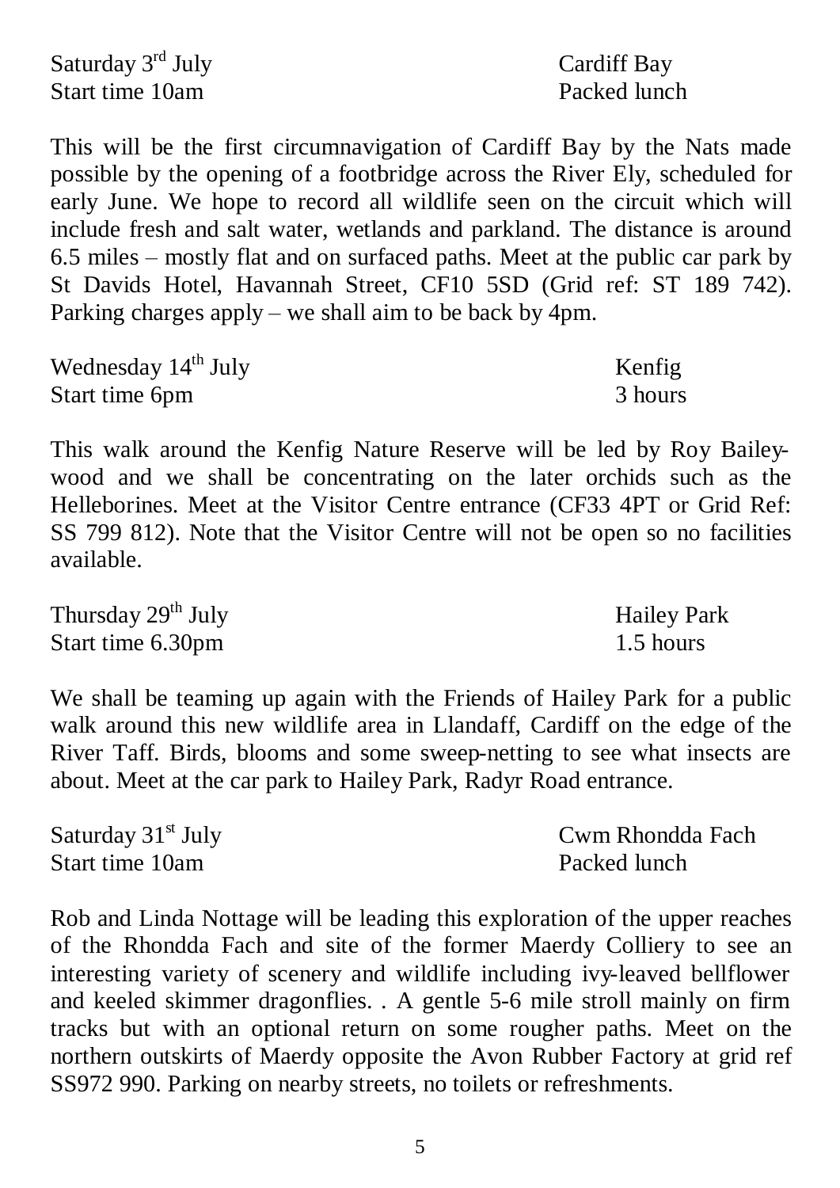Saturday 3rd July — Cardiff Bay
Start time 10am — Packed lunch

This will be the first circumnavigation of Cardiff Bay by the Nats made possible by the opening of a footbridge across the River Ely, scheduled for early June. We hope to record all wildlife seen on the circuit which will include fresh and salt water, wetlands and parkland. The distance is around 6.5 miles – mostly flat and on surfaced paths. Meet at the public car park by St Davids Hotel, Havannah Street, CF10 5SD (Grid ref: ST 189 742). Parking charges apply – we shall aim to be back by 4pm.

Wednesday 14th July — Kenfig
Start time 6pm — 3 hours

This walk around the Kenfig Nature Reserve will be led by Roy Bailey-wood and we shall be concentrating on the later orchids such as the Helleborines. Meet at the Visitor Centre entrance (CF33 4PT or Grid Ref: SS 799 812). Note that the Visitor Centre will not be open so no facilities available.

Thursday 29th July — Hailey Park
Start time 6.30pm — 1.5 hours

We shall be teaming up again with the Friends of Hailey Park for a public walk around this new wildlife area in Llandaff, Cardiff on the edge of the River Taff. Birds, blooms and some sweep-netting to see what insects are about. Meet at the car park to Hailey Park, Radyr Road entrance.

Saturday 31st July — Cwm Rhondda Fach
Start time 10am — Packed lunch

Rob and Linda Nottage will be leading this exploration of the upper reaches of the Rhondda Fach and site of the former Maerdy Colliery to see an interesting variety of scenery and wildlife including ivy-leaved bellflower and keeled skimmer dragonflies. . A gentle 5-6 mile stroll mainly on firm tracks but with an optional return on some rougher paths. Meet on the northern outskirts of Maerdy opposite the Avon Rubber Factory at grid ref SS972 990. Parking on nearby streets, no toilets or refreshments.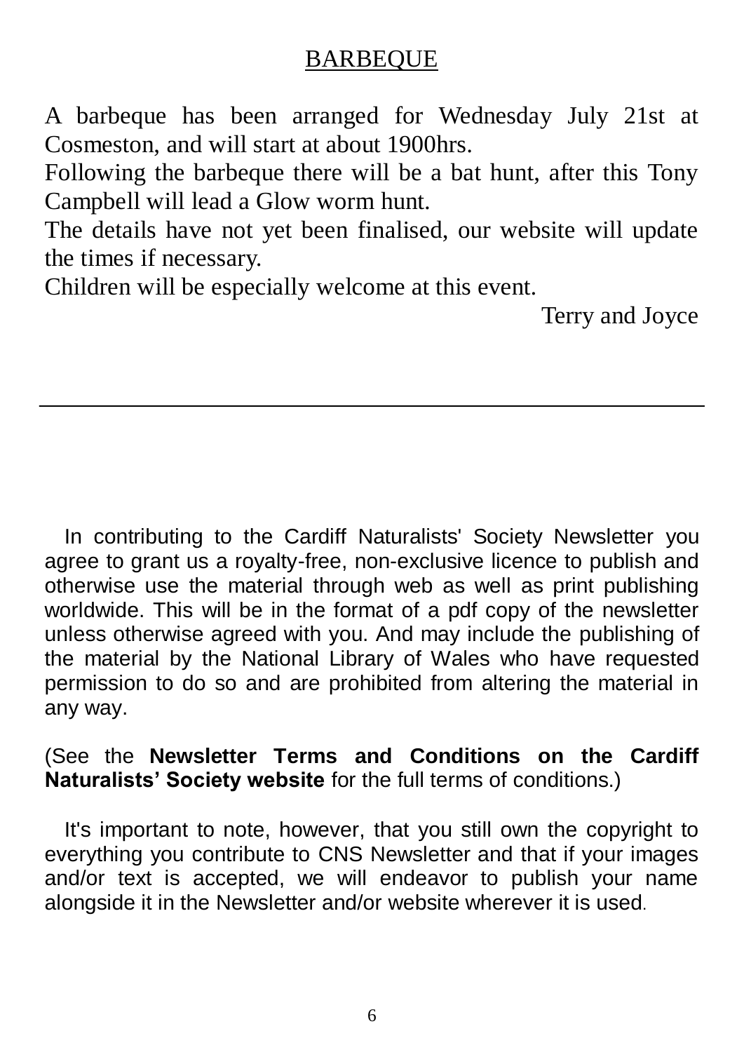## BARBEQUE

A barbeque has been arranged for Wednesday July 21st at Cosmeston, and will start at about 1900hrs.
Following the barbeque there will be a bat hunt, after this Tony Campbell will lead a Glow worm hunt.
The details have not yet been finalised, our website will update the times if necessary.
Children will be especially welcome at this event.

Terry and Joyce

---

In contributing to the Cardiff Naturalists' Society Newsletter you agree to grant us a royalty-free, non-exclusive licence to publish and otherwise use the material through web as well as print publishing worldwide. This will be in the format of a pdf copy of the newsletter unless otherwise agreed with you. And may include the publishing of the material by the National Library of Wales who have requested permission to do so and are prohibited from altering the material in any way.

(See the **Newsletter Terms and Conditions on the Cardiff Naturalists' Society website** for the full terms of conditions.)

It's important to note, however, that you still own the copyright to everything you contribute to CNS Newsletter and that if your images and/or text is accepted, we will endeavor to publish your name alongside it in the Newsletter and/or website wherever it is used.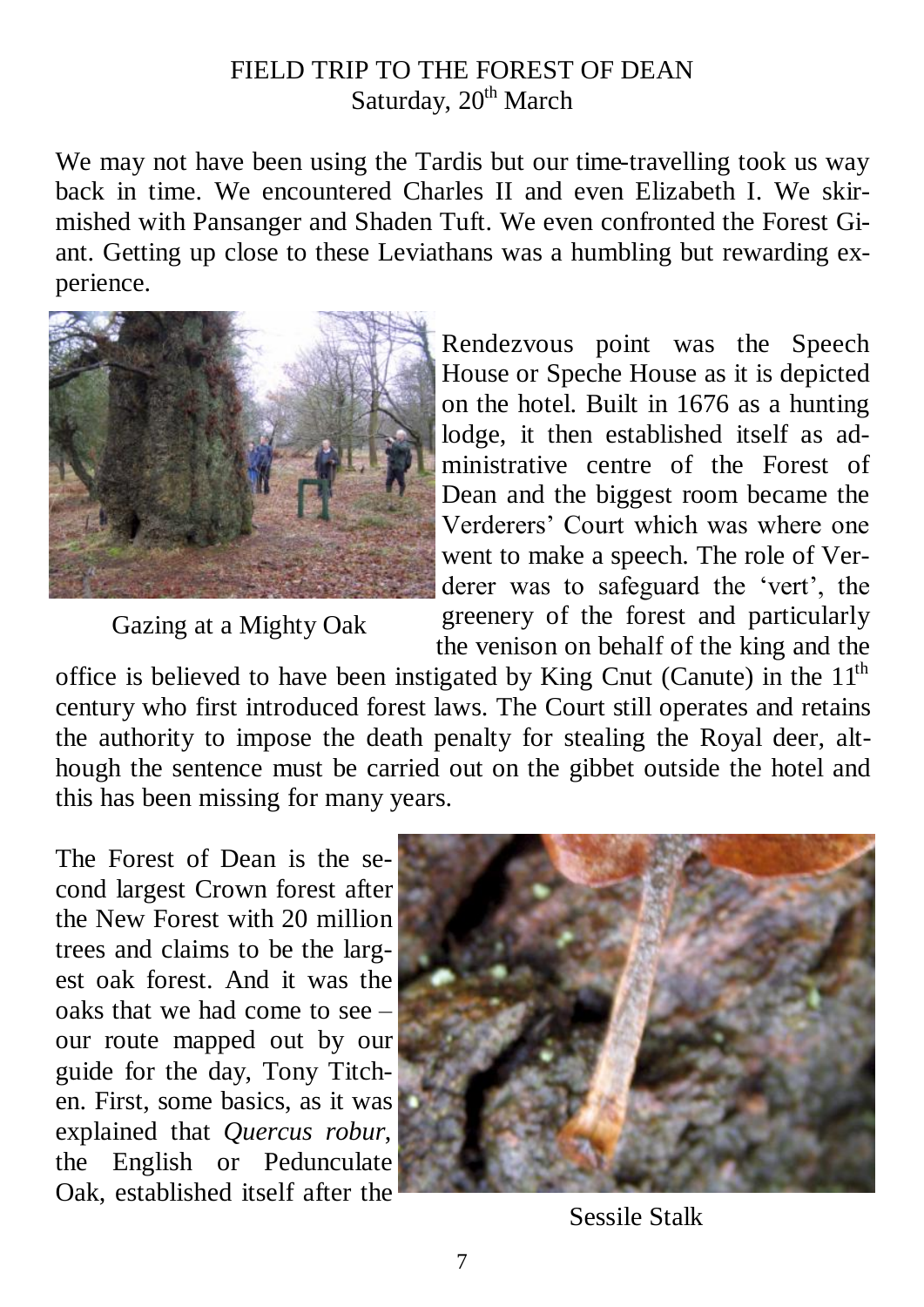FIELD TRIP TO THE FOREST OF DEAN
Saturday, 20th March

We may not have been using the Tardis but our time-travelling took us way back in time. We encountered Charles II and even Elizabeth I. We skirmished with Pansanger and Shaden Tuft. We even confronted the Forest Giant. Getting up close to these Leviathans was a humbling but rewarding experience.

Gazing at a Mighty Oak

Rendezvous point was the Speech House or Speche House as it is depicted on the hotel. Built in 1676 as a hunting lodge, it then established itself as administrative centre of the Forest of Dean and the biggest room became the Verderers' Court which was where one went to make a speech. The role of Verderer was to safeguard the 'vert', the greenery of the forest and particularly the venison on behalf of the king and the office is believed to have been instigated by King Cnut (Canute) in the 11th century who first introduced forest laws. The Court still operates and retains the authority to impose the death penalty for stealing the Royal deer, although the sentence must be carried out on the gibbet outside the hotel and this has been missing for many years.

The Forest of Dean is the second largest Crown forest after the New Forest with 20 million trees and claims to be the largest oak forest. And it was the oaks that we had come to see – our route mapped out by our guide for the day, Tony Titchen. First, some basics, as it was explained that *Quercus robur*, the English or Pedunculate Oak, established itself after the

Sessile Stalk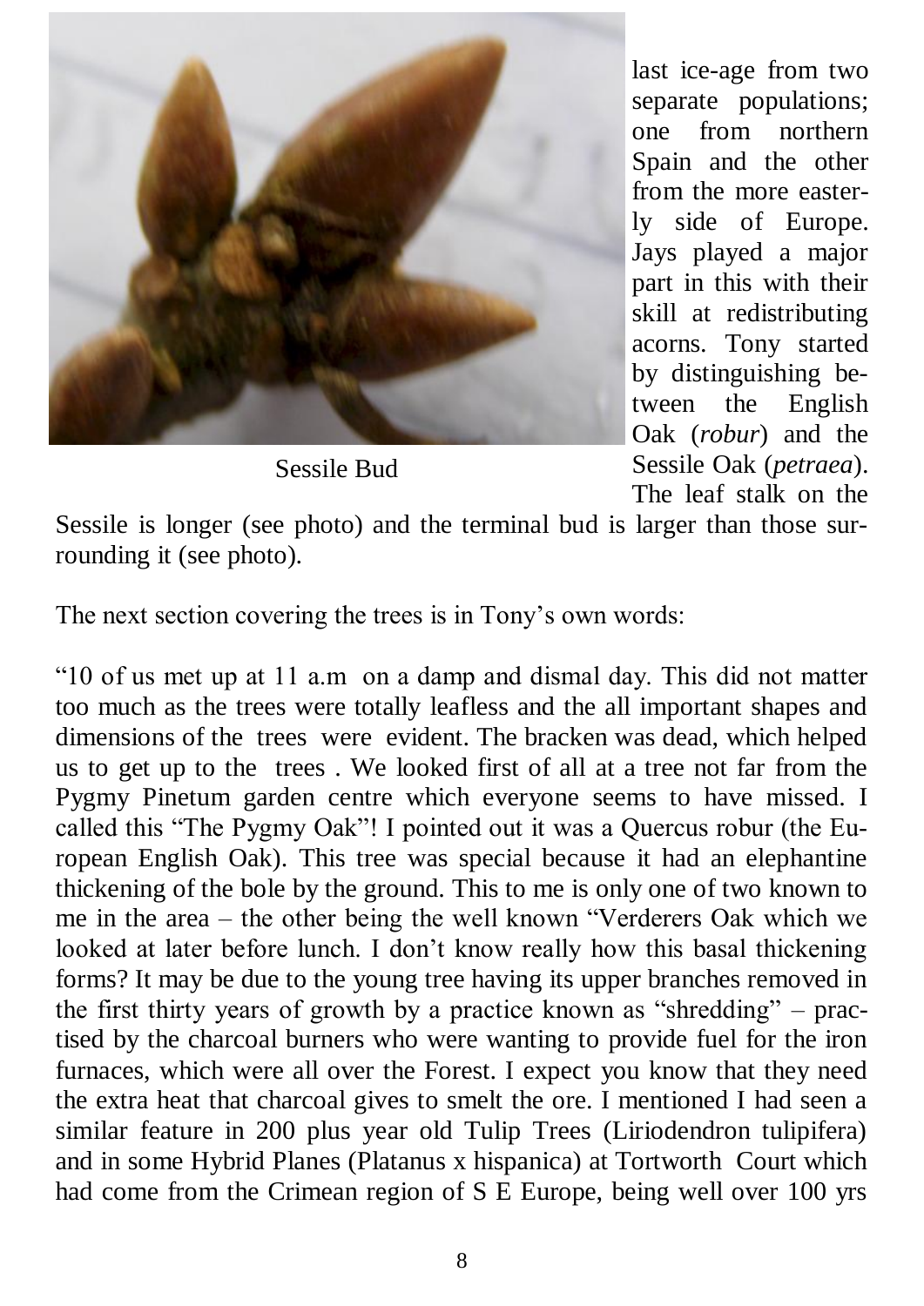Sessile Bud

last ice-age from two separate populations; one from northern Spain and the other from the more easterly side of Europe. Jays played a major part in this with their skill at redistributing acorns. Tony started by distinguishing between the English Oak (*robur*) and the Sessile Oak (*petraea*). The leaf stalk on the Sessile is longer (see photo) and the terminal bud is larger than those surrounding it (see photo).

The next section covering the trees is in Tony's own words:

"10 of us met up at 11 a.m on a damp and dismal day. This did not matter too much as the trees were totally leafless and the all important shapes and dimensions of the trees were evident. The bracken was dead, which helped us to get up to the trees . We looked first of all at a tree not far from the Pygmy Pinetum garden centre which everyone seems to have missed. I called this "The Pygmy Oak"! I pointed out it was a Quercus robur (the European English Oak). This tree was special because it had an elephantine thickening of the bole by the ground. This to me is only one of two known to me in the area – the other being the well known "Verderers Oak which we looked at later before lunch. I don't know really how this basal thickening forms? It may be due to the young tree having its upper branches removed in the first thirty years of growth by a practice known as "shredding" – practised by the charcoal burners who were wanting to provide fuel for the iron furnaces, which were all over the Forest. I expect you know that they need the extra heat that charcoal gives to smelt the ore. I mentioned I had seen a similar feature in 200 plus year old Tulip Trees (Liriodendron tulipifera) and in some Hybrid Planes (Platanus x hispanica) at Tortworth Court which had come from the Crimean region of S E Europe, being well over 100 yrs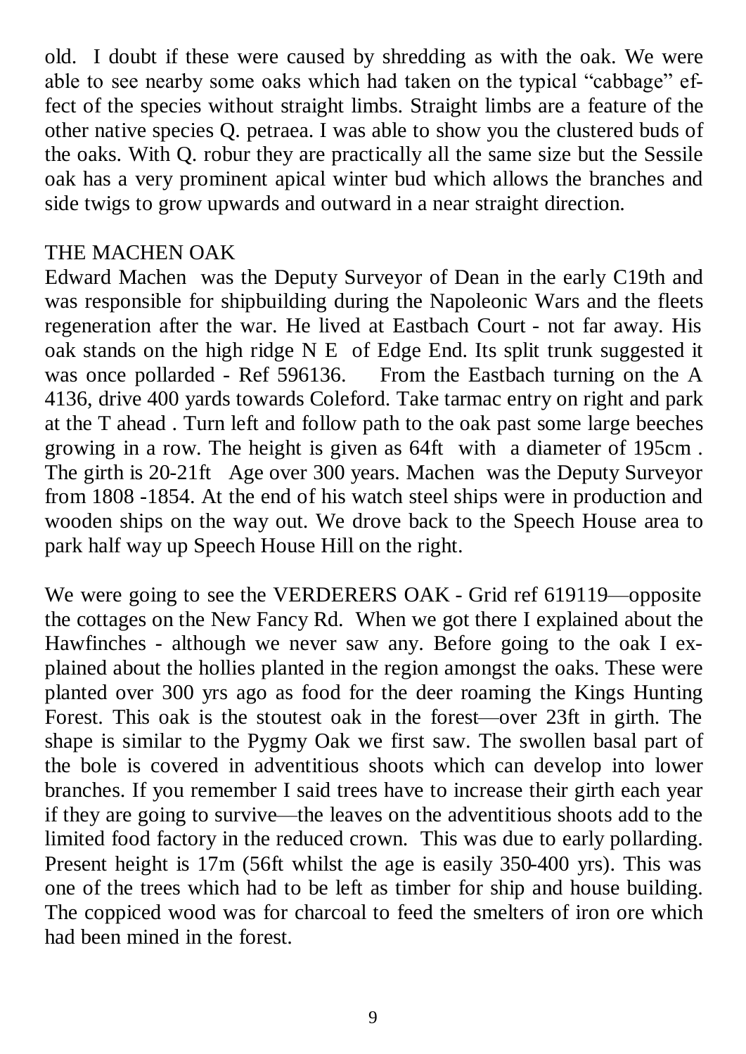old. I doubt if these were caused by shredding as with the oak. We were able to see nearby some oaks which had taken on the typical "cabbage" effect of the species without straight limbs. Straight limbs are a feature of the other native species Q. petraea. I was able to show you the clustered buds of the oaks. With Q. robur they are practically all the same size but the Sessile oak has a very prominent apical winter bud which allows the branches and side twigs to grow upwards and outward in a near straight direction.

## THE MACHEN OAK

Edward Machen was the Deputy Surveyor of Dean in the early C19th and was responsible for shipbuilding during the Napoleonic Wars and the fleets regeneration after the war. He lived at Eastbach Court - not far away. His oak stands on the high ridge N E of Edge End. Its split trunk suggested it was once pollarded - Ref 596136. From the Eastbach turning on the A 4136, drive 400 yards towards Coleford. Take tarmac entry on right and park at the T ahead . Turn left and follow path to the oak past some large beeches growing in a row. The height is given as 64ft with a diameter of 195cm . The girth is 20-21ft Age over 300 years. Machen was the Deputy Surveyor from 1808 -1854. At the end of his watch steel ships were in production and wooden ships on the way out. We drove back to the Speech House area to park half way up Speech House Hill on the right.

We were going to see the VERDERERS OAK - Grid ref 619119—opposite the cottages on the New Fancy Rd. When we got there I explained about the Hawfinches - although we never saw any. Before going to the oak I explained about the hollies planted in the region amongst the oaks. These were planted over 300 yrs ago as food for the deer roaming the Kings Hunting Forest. This oak is the stoutest oak in the forest—over 23ft in girth. The shape is similar to the Pygmy Oak we first saw. The swollen basal part of the bole is covered in adventitious shoots which can develop into lower branches. If you remember I said trees have to increase their girth each year if they are going to survive—the leaves on the adventitious shoots add to the limited food factory in the reduced crown. This was due to early pollarding. Present height is 17m (56ft whilst the age is easily 350-400 yrs). This was one of the trees which had to be left as timber for ship and house building. The coppiced wood was for charcoal to feed the smelters of iron ore which had been mined in the forest.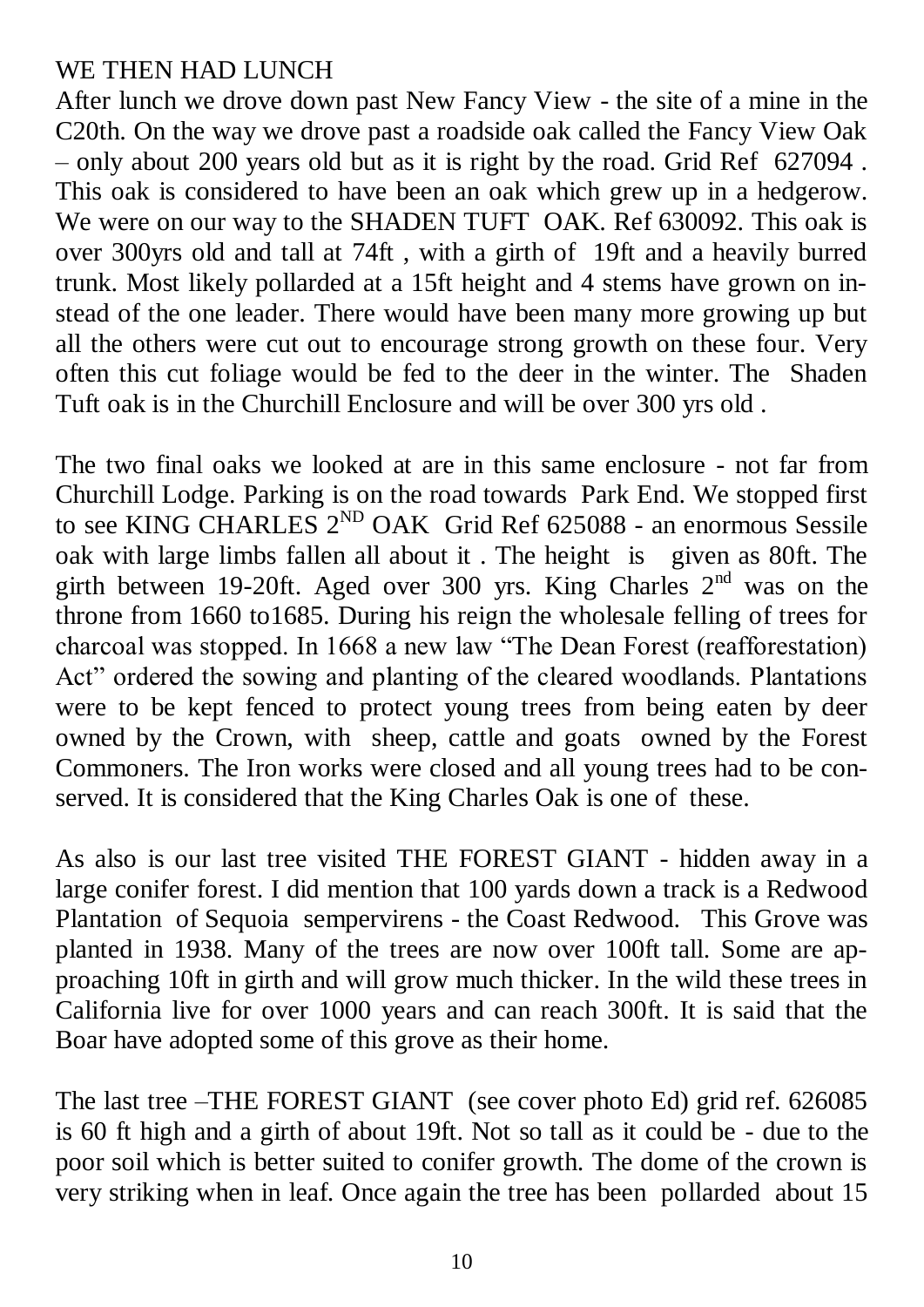WE THEN HAD LUNCH

After lunch we drove down past New Fancy View - the site of a mine in the C20th. On the way we drove past a roadside oak called the Fancy View Oak – only about 200 years old but as it is right by the road. Grid Ref 627094 . This oak is considered to have been an oak which grew up in a hedgerow. We were on our way to the SHADEN TUFT OAK. Ref 630092. This oak is over 300yrs old and tall at 74ft , with a girth of 19ft and a heavily burred trunk. Most likely pollarded at a 15ft height and 4 stems have grown on instead of the one leader. There would have been many more growing up but all the others were cut out to encourage strong growth on these four. Very often this cut foliage would be fed to the deer in the winter. The Shaden Tuft oak is in the Churchill Enclosure and will be over 300 yrs old .

The two final oaks we looked at are in this same enclosure - not far from Churchill Lodge. Parking is on the road towards Park End. We stopped first to see KING CHARLES 2[ND] OAK Grid Ref 625088 - an enormous Sessile oak with large limbs fallen all about it . The height is given as 80ft. The girth between 19-20ft. Aged over 300 yrs. King Charles 2[nd] was on the throne from 1660 to1685. During his reign the wholesale felling of trees for charcoal was stopped. In 1668 a new law "The Dean Forest (reafforestation) Act" ordered the sowing and planting of the cleared woodlands. Plantations were to be kept fenced to protect young trees from being eaten by deer owned by the Crown, with sheep, cattle and goats owned by the Forest Commoners. The Iron works were closed and all young trees had to be conserved. It is considered that the King Charles Oak is one of these.

As also is our last tree visited THE FOREST GIANT - hidden away in a large conifer forest. I did mention that 100 yards down a track is a Redwood Plantation of Sequoia sempervirens - the Coast Redwood. This Grove was planted in 1938. Many of the trees are now over 100ft tall. Some are approaching 10ft in girth and will grow much thicker. In the wild these trees in California live for over 1000 years and can reach 300ft. It is said that the Boar have adopted some of this grove as their home.

The last tree –THE FOREST GIANT (see cover photo Ed) grid ref. 626085 is 60 ft high and a girth of about 19ft. Not so tall as it could be - due to the poor soil which is better suited to conifer growth. The dome of the crown is very striking when in leaf. Once again the tree has been pollarded about 15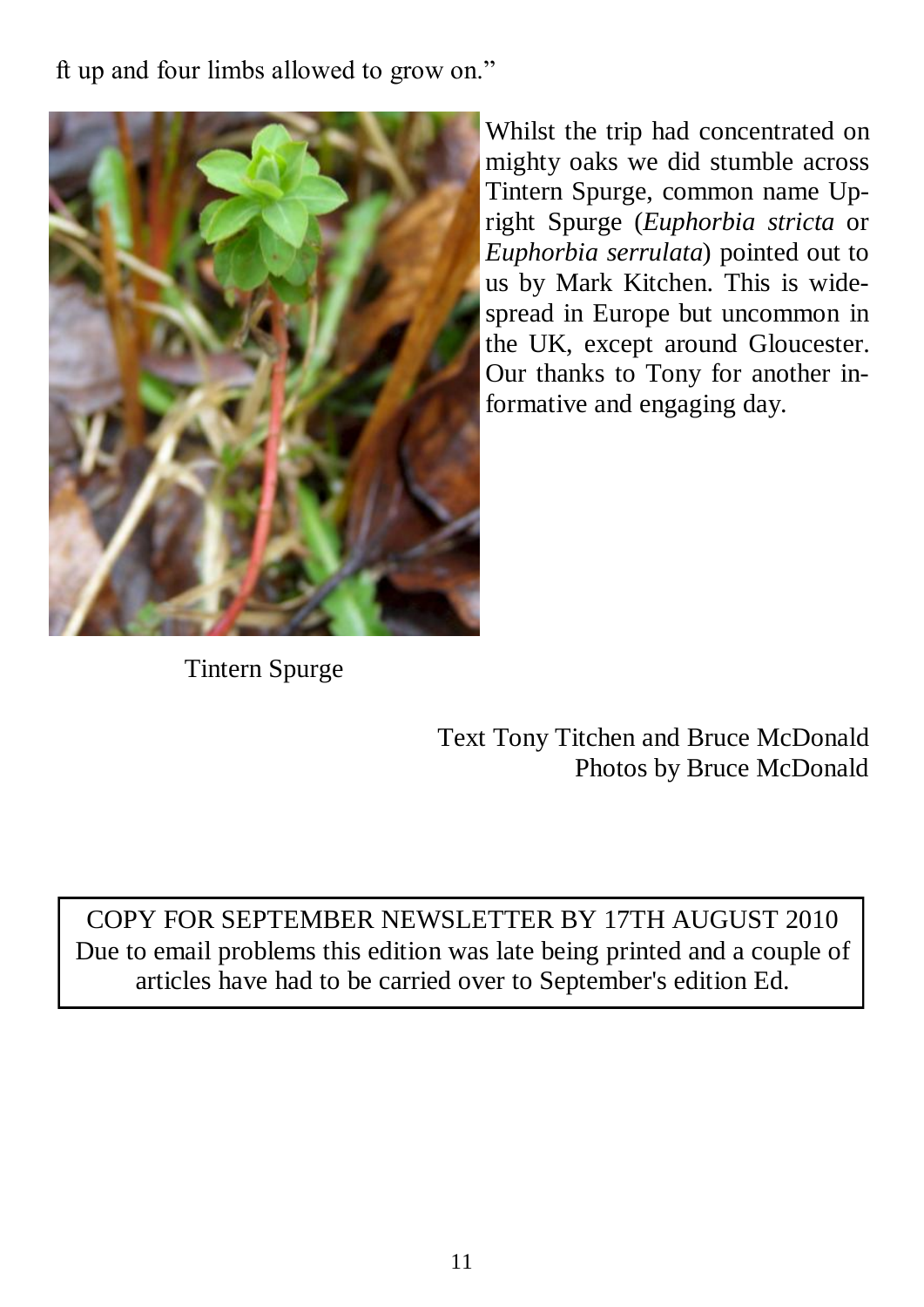ft up and four limbs allowed to grow on."

Whilst the trip had concentrated on mighty oaks we did stumble across Tintern Spurge, common name Upright Spurge (*Euphorbia stricta* or *Euphorbia serrulata*) pointed out to us by Mark Kitchen. This is widespread in Europe but uncommon in the UK, except around Gloucester. Our thanks to Tony for another informative and engaging day.

Tintern Spurge

Text Tony Titchen and Bruce McDonald
Photos by Bruce McDonald

COPY FOR SEPTEMBER NEWSLETTER BY 17TH AUGUST 2010
Due to email problems this edition was late being printed and a couple of articles have had to be carried over to September's edition Ed.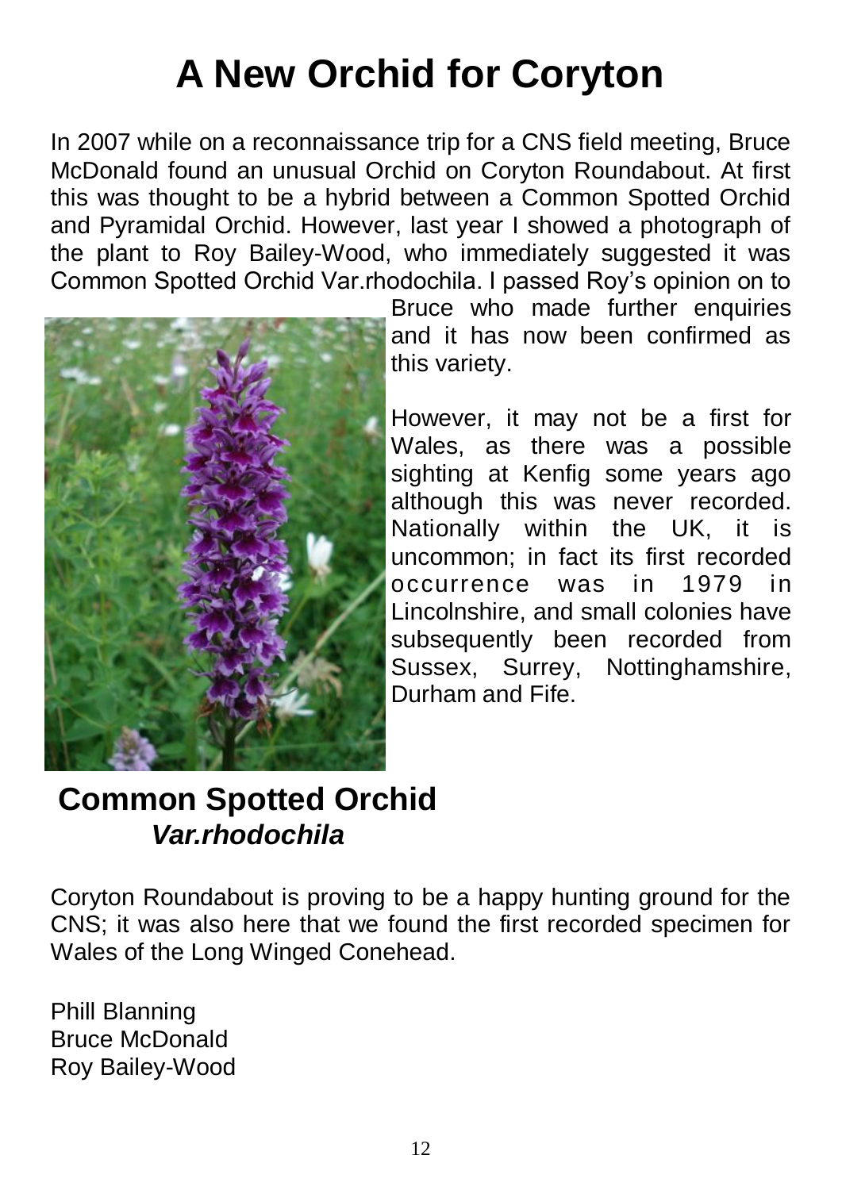# A New Orchid for Coryton

In 2007 while on a reconnaissance trip for a CNS field meeting, Bruce McDonald found an unusual Orchid on Coryton Roundabout. At first this was thought to be a hybrid between a Common Spotted Orchid and Pyramidal Orchid. However, last year I showed a photograph of the plant to Roy Bailey-Wood, who immediately suggested it was Common Spotted Orchid Var.rhodochila. I passed Roy's opinion on to Bruce who made further enquiries and it has now been confirmed as this variety.

However, it may not be a first for Wales, as there was a possible sighting at Kenfig some years ago although this was never recorded. Nationally within the UK, it is uncommon; in fact its first recorded occurrence was in 1979 in Lincolnshire, and small colonies have subsequently been recorded from Sussex, Surrey, Nottinghamshire, Durham and Fife.

## Common Spotted Orchid

***Var.rhodochila***

Coryton Roundabout is proving to be a happy hunting ground for the CNS; it was also here that we found the first recorded specimen for Wales of the Long Winged Conehead.

Phill Blanning
Bruce McDonald
Roy Bailey-Wood